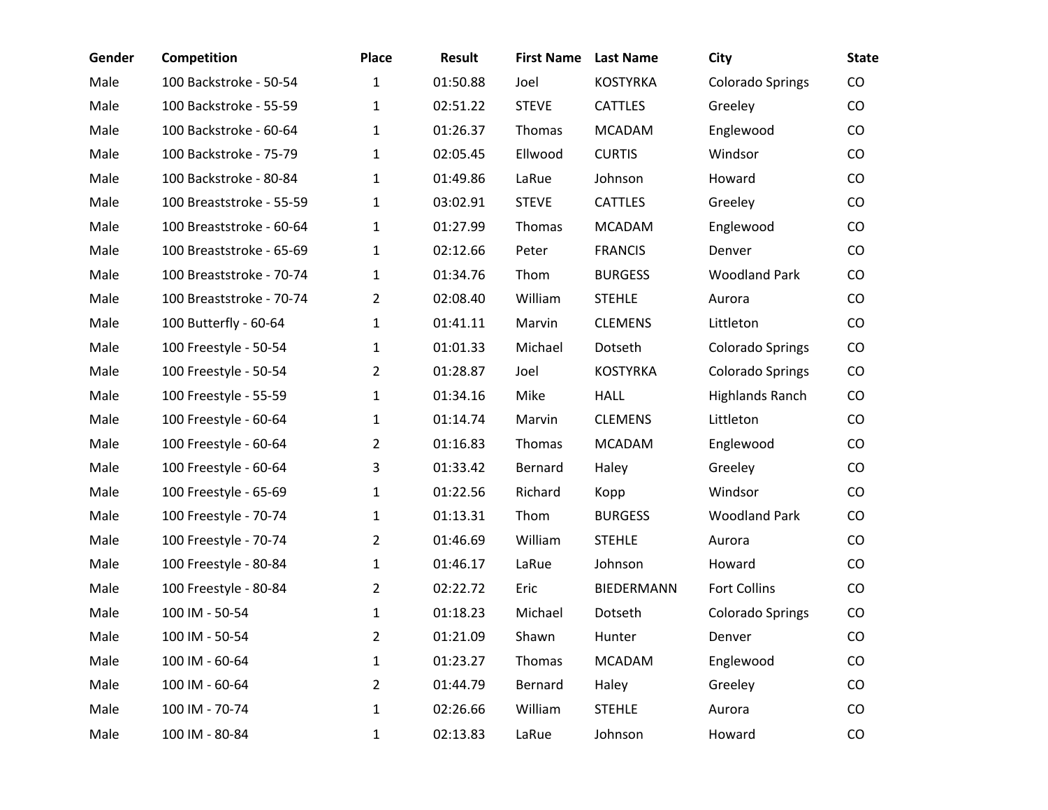| Gender | Competition | Place | Result | First Name | Last Name | City | State |
|---|---|---|---|---|---|---|---|
| Male | 100 Backstroke - 50-54 | 1 | 01:50.88 | Joel | KOSTYRKA | Colorado Springs | CO |
| Male | 100 Backstroke - 55-59 | 1 | 02:51.22 | STEVE | CATTLES | Greeley | CO |
| Male | 100 Backstroke - 60-64 | 1 | 01:26.37 | Thomas | MCADAM | Englewood | CO |
| Male | 100 Backstroke - 75-79 | 1 | 02:05.45 | Ellwood | CURTIS | Windsor | CO |
| Male | 100 Backstroke - 80-84 | 1 | 01:49.86 | LaRue | Johnson | Howard | CO |
| Male | 100 Breaststroke - 55-59 | 1 | 03:02.91 | STEVE | CATTLES | Greeley | CO |
| Male | 100 Breaststroke - 60-64 | 1 | 01:27.99 | Thomas | MCADAM | Englewood | CO |
| Male | 100 Breaststroke - 65-69 | 1 | 02:12.66 | Peter | FRANCIS | Denver | CO |
| Male | 100 Breaststroke - 70-74 | 1 | 01:34.76 | Thom | BURGESS | Woodland Park | CO |
| Male | 100 Breaststroke - 70-74 | 2 | 02:08.40 | William | STEHLE | Aurora | CO |
| Male | 100 Butterfly - 60-64 | 1 | 01:41.11 | Marvin | CLEMENS | Littleton | CO |
| Male | 100 Freestyle - 50-54 | 1 | 01:01.33 | Michael | Dotseth | Colorado Springs | CO |
| Male | 100 Freestyle - 50-54 | 2 | 01:28.87 | Joel | KOSTYRKA | Colorado Springs | CO |
| Male | 100 Freestyle - 55-59 | 1 | 01:34.16 | Mike | HALL | Highlands Ranch | CO |
| Male | 100 Freestyle - 60-64 | 1 | 01:14.74 | Marvin | CLEMENS | Littleton | CO |
| Male | 100 Freestyle - 60-64 | 2 | 01:16.83 | Thomas | MCADAM | Englewood | CO |
| Male | 100 Freestyle - 60-64 | 3 | 01:33.42 | Bernard | Haley | Greeley | CO |
| Male | 100 Freestyle - 65-69 | 1 | 01:22.56 | Richard | Kopp | Windsor | CO |
| Male | 100 Freestyle - 70-74 | 1 | 01:13.31 | Thom | BURGESS | Woodland Park | CO |
| Male | 100 Freestyle - 70-74 | 2 | 01:46.69 | William | STEHLE | Aurora | CO |
| Male | 100 Freestyle - 80-84 | 1 | 01:46.17 | LaRue | Johnson | Howard | CO |
| Male | 100 Freestyle - 80-84 | 2 | 02:22.72 | Eric | BIEDERMANN | Fort Collins | CO |
| Male | 100 IM - 50-54 | 1 | 01:18.23 | Michael | Dotseth | Colorado Springs | CO |
| Male | 100 IM - 50-54 | 2 | 01:21.09 | Shawn | Hunter | Denver | CO |
| Male | 100 IM - 60-64 | 1 | 01:23.27 | Thomas | MCADAM | Englewood | CO |
| Male | 100 IM - 60-64 | 2 | 01:44.79 | Bernard | Haley | Greeley | CO |
| Male | 100 IM - 70-74 | 1 | 02:26.66 | William | STEHLE | Aurora | CO |
| Male | 100 IM - 80-84 | 1 | 02:13.83 | LaRue | Johnson | Howard | CO |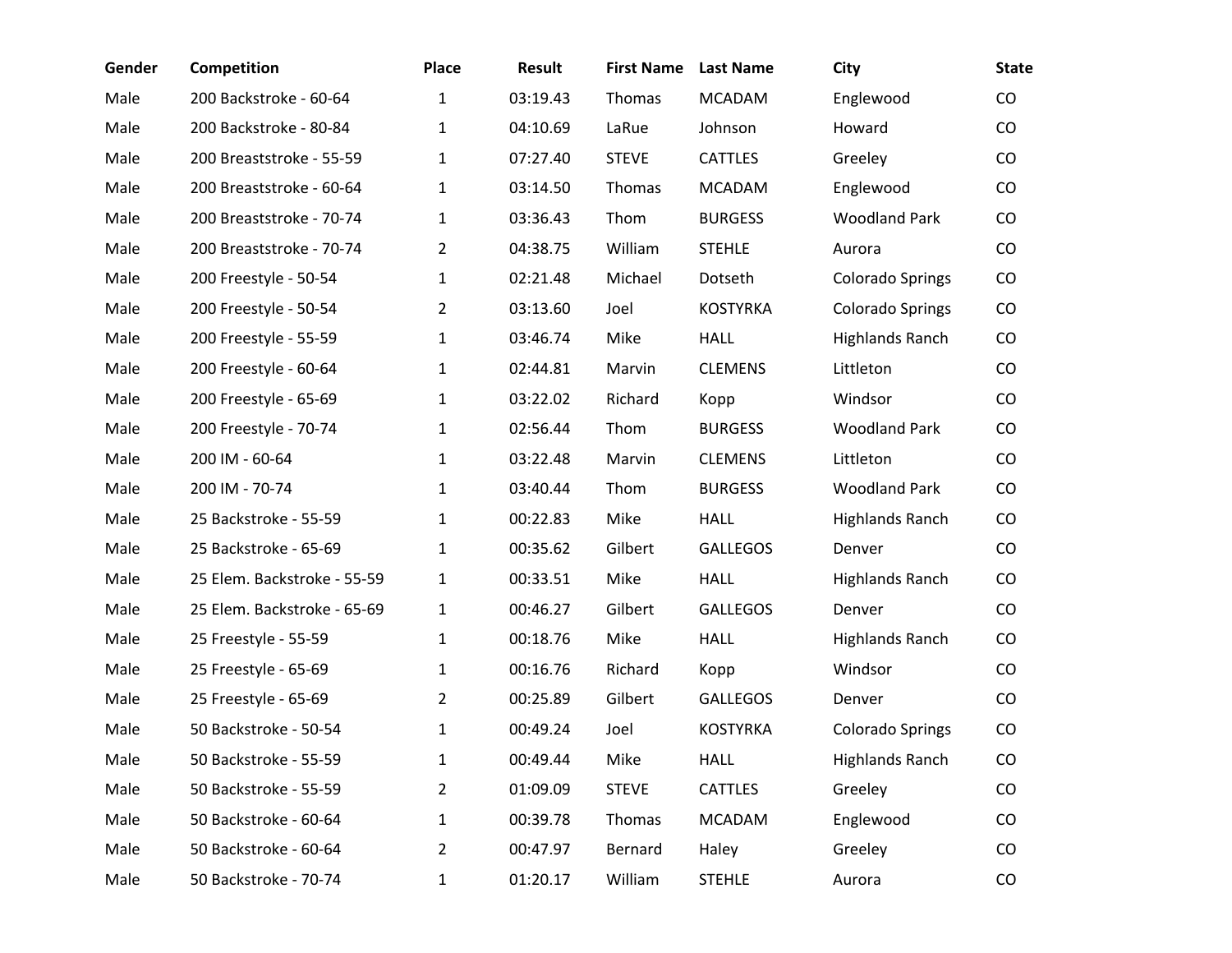| Gender | Competition | Place | Result | First Name | Last Name | City | State |
|---|---|---|---|---|---|---|---|
| Male | 200 Backstroke - 60-64 | 1 | 03:19.43 | Thomas | MCADAM | Englewood | CO |
| Male | 200 Backstroke - 80-84 | 1 | 04:10.69 | LaRue | Johnson | Howard | CO |
| Male | 200 Breaststroke - 55-59 | 1 | 07:27.40 | STEVE | CATTLES | Greeley | CO |
| Male | 200 Breaststroke - 60-64 | 1 | 03:14.50 | Thomas | MCADAM | Englewood | CO |
| Male | 200 Breaststroke - 70-74 | 1 | 03:36.43 | Thom | BURGESS | Woodland Park | CO |
| Male | 200 Breaststroke - 70-74 | 2 | 04:38.75 | William | STEHLE | Aurora | CO |
| Male | 200 Freestyle - 50-54 | 1 | 02:21.48 | Michael | Dotseth | Colorado Springs | CO |
| Male | 200 Freestyle - 50-54 | 2 | 03:13.60 | Joel | KOSTYRKA | Colorado Springs | CO |
| Male | 200 Freestyle - 55-59 | 1 | 03:46.74 | Mike | HALL | Highlands Ranch | CO |
| Male | 200 Freestyle - 60-64 | 1 | 02:44.81 | Marvin | CLEMENS | Littleton | CO |
| Male | 200 Freestyle - 65-69 | 1 | 03:22.02 | Richard | Kopp | Windsor | CO |
| Male | 200 Freestyle - 70-74 | 1 | 02:56.44 | Thom | BURGESS | Woodland Park | CO |
| Male | 200 IM - 60-64 | 1 | 03:22.48 | Marvin | CLEMENS | Littleton | CO |
| Male | 200 IM - 70-74 | 1 | 03:40.44 | Thom | BURGESS | Woodland Park | CO |
| Male | 25 Backstroke - 55-59 | 1 | 00:22.83 | Mike | HALL | Highlands Ranch | CO |
| Male | 25 Backstroke - 65-69 | 1 | 00:35.62 | Gilbert | GALLEGOS | Denver | CO |
| Male | 25 Elem. Backstroke - 55-59 | 1 | 00:33.51 | Mike | HALL | Highlands Ranch | CO |
| Male | 25 Elem. Backstroke - 65-69 | 1 | 00:46.27 | Gilbert | GALLEGOS | Denver | CO |
| Male | 25 Freestyle - 55-59 | 1 | 00:18.76 | Mike | HALL | Highlands Ranch | CO |
| Male | 25 Freestyle - 65-69 | 1 | 00:16.76 | Richard | Kopp | Windsor | CO |
| Male | 25 Freestyle - 65-69 | 2 | 00:25.89 | Gilbert | GALLEGOS | Denver | CO |
| Male | 50 Backstroke - 50-54 | 1 | 00:49.24 | Joel | KOSTYRKA | Colorado Springs | CO |
| Male | 50 Backstroke - 55-59 | 1 | 00:49.44 | Mike | HALL | Highlands Ranch | CO |
| Male | 50 Backstroke - 55-59 | 2 | 01:09.09 | STEVE | CATTLES | Greeley | CO |
| Male | 50 Backstroke - 60-64 | 1 | 00:39.78 | Thomas | MCADAM | Englewood | CO |
| Male | 50 Backstroke - 60-64 | 2 | 00:47.97 | Bernard | Haley | Greeley | CO |
| Male | 50 Backstroke - 70-74 | 1 | 01:20.17 | William | STEHLE | Aurora | CO |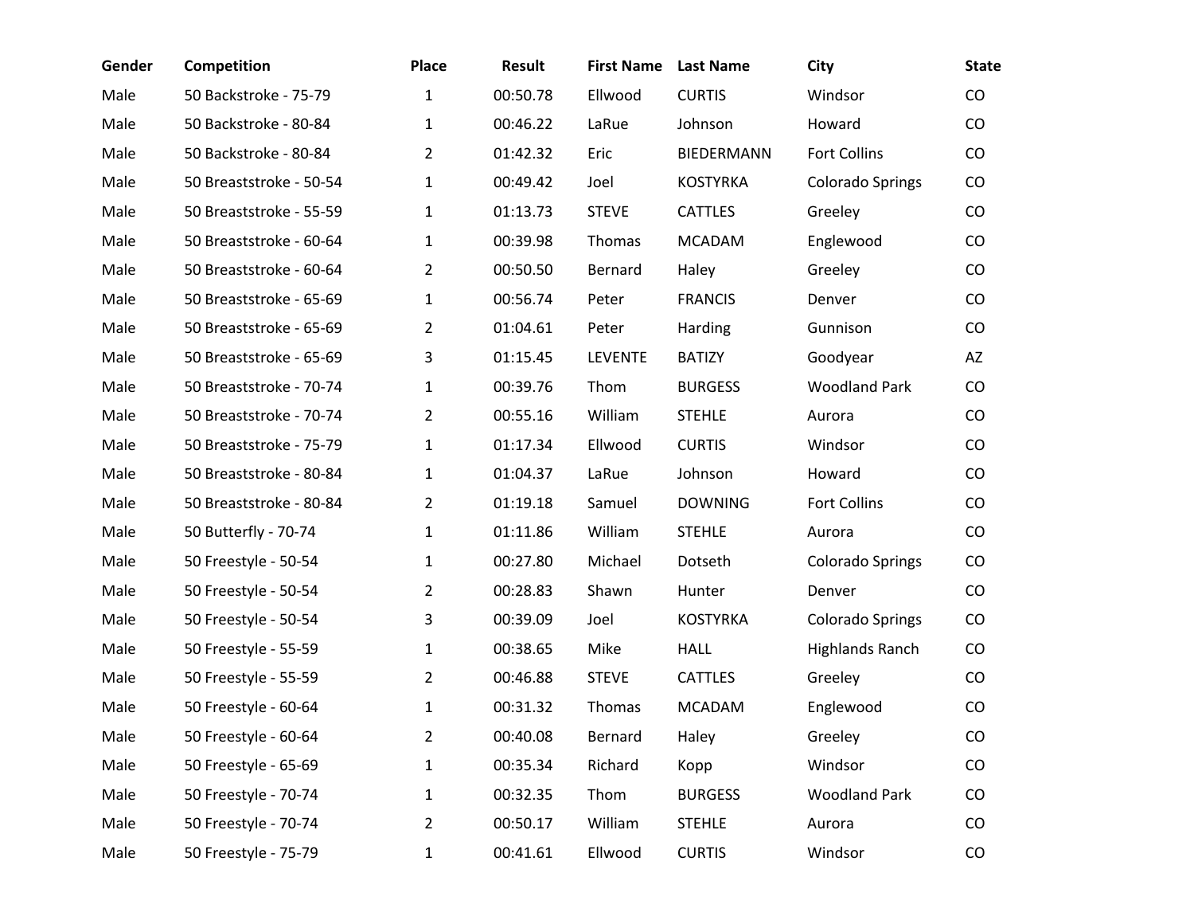| Gender | Competition | Place | Result | First Name | Last Name | City | State |
|---|---|---|---|---|---|---|---|
| Male | 50 Backstroke - 75-79 | 1 | 00:50.78 | Ellwood | CURTIS | Windsor | CO |
| Male | 50 Backstroke - 80-84 | 1 | 00:46.22 | LaRue | Johnson | Howard | CO |
| Male | 50 Backstroke - 80-84 | 2 | 01:42.32 | Eric | BIEDERMANN | Fort Collins | CO |
| Male | 50 Breaststroke - 50-54 | 1 | 00:49.42 | Joel | KOSTYRKA | Colorado Springs | CO |
| Male | 50 Breaststroke - 55-59 | 1 | 01:13.73 | STEVE | CATTLES | Greeley | CO |
| Male | 50 Breaststroke - 60-64 | 1 | 00:39.98 | Thomas | MCADAM | Englewood | CO |
| Male | 50 Breaststroke - 60-64 | 2 | 00:50.50 | Bernard | Haley | Greeley | CO |
| Male | 50 Breaststroke - 65-69 | 1 | 00:56.74 | Peter | FRANCIS | Denver | CO |
| Male | 50 Breaststroke - 65-69 | 2 | 01:04.61 | Peter | Harding | Gunnison | CO |
| Male | 50 Breaststroke - 65-69 | 3 | 01:15.45 | LEVENTE | BATIZY | Goodyear | AZ |
| Male | 50 Breaststroke - 70-74 | 1 | 00:39.76 | Thom | BURGESS | Woodland Park | CO |
| Male | 50 Breaststroke - 70-74 | 2 | 00:55.16 | William | STEHLE | Aurora | CO |
| Male | 50 Breaststroke - 75-79 | 1 | 01:17.34 | Ellwood | CURTIS | Windsor | CO |
| Male | 50 Breaststroke - 80-84 | 1 | 01:04.37 | LaRue | Johnson | Howard | CO |
| Male | 50 Breaststroke - 80-84 | 2 | 01:19.18 | Samuel | DOWNING | Fort Collins | CO |
| Male | 50 Butterfly - 70-74 | 1 | 01:11.86 | William | STEHLE | Aurora | CO |
| Male | 50 Freestyle - 50-54 | 1 | 00:27.80 | Michael | Dotseth | Colorado Springs | CO |
| Male | 50 Freestyle - 50-54 | 2 | 00:28.83 | Shawn | Hunter | Denver | CO |
| Male | 50 Freestyle - 50-54 | 3 | 00:39.09 | Joel | KOSTYRKA | Colorado Springs | CO |
| Male | 50 Freestyle - 55-59 | 1 | 00:38.65 | Mike | HALL | Highlands Ranch | CO |
| Male | 50 Freestyle - 55-59 | 2 | 00:46.88 | STEVE | CATTLES | Greeley | CO |
| Male | 50 Freestyle - 60-64 | 1 | 00:31.32 | Thomas | MCADAM | Englewood | CO |
| Male | 50 Freestyle - 60-64 | 2 | 00:40.08 | Bernard | Haley | Greeley | CO |
| Male | 50 Freestyle - 65-69 | 1 | 00:35.34 | Richard | Kopp | Windsor | CO |
| Male | 50 Freestyle - 70-74 | 1 | 00:32.35 | Thom | BURGESS | Woodland Park | CO |
| Male | 50 Freestyle - 70-74 | 2 | 00:50.17 | William | STEHLE | Aurora | CO |
| Male | 50 Freestyle - 75-79 | 1 | 00:41.61 | Ellwood | CURTIS | Windsor | CO |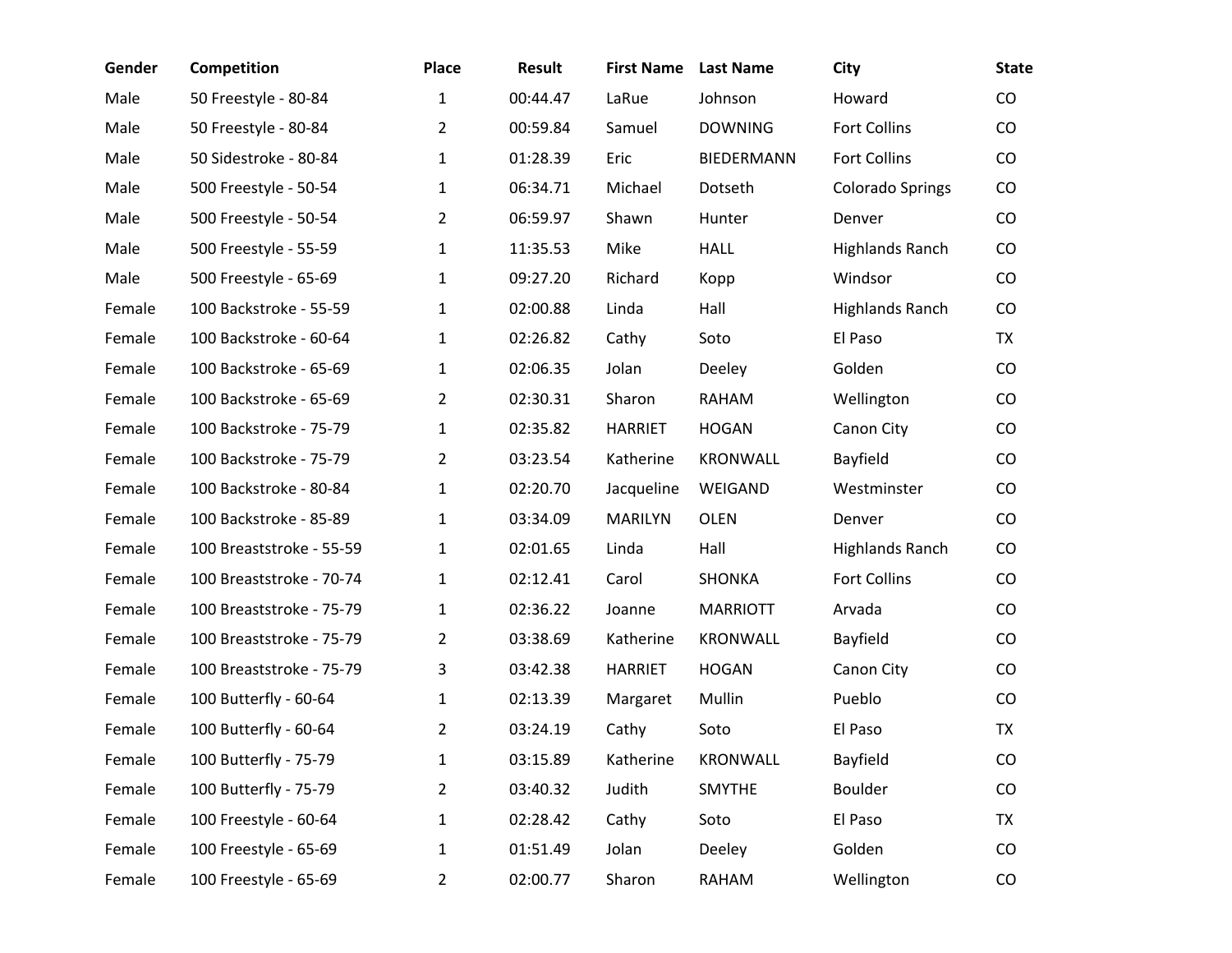| Gender | Competition | Place | Result | First Name | Last Name | City | State |
|---|---|---|---|---|---|---|---|
| Male | 50 Freestyle - 80-84 | 1 | 00:44.47 | LaRue | Johnson | Howard | CO |
| Male | 50 Freestyle - 80-84 | 2 | 00:59.84 | Samuel | DOWNING | Fort Collins | CO |
| Male | 50 Sidestroke - 80-84 | 1 | 01:28.39 | Eric | BIEDERMANN | Fort Collins | CO |
| Male | 500 Freestyle - 50-54 | 1 | 06:34.71 | Michael | Dotseth | Colorado Springs | CO |
| Male | 500 Freestyle - 50-54 | 2 | 06:59.97 | Shawn | Hunter | Denver | CO |
| Male | 500 Freestyle - 55-59 | 1 | 11:35.53 | Mike | HALL | Highlands Ranch | CO |
| Male | 500 Freestyle - 65-69 | 1 | 09:27.20 | Richard | Kopp | Windsor | CO |
| Female | 100 Backstroke - 55-59 | 1 | 02:00.88 | Linda | Hall | Highlands Ranch | CO |
| Female | 100 Backstroke - 60-64 | 1 | 02:26.82 | Cathy | Soto | El Paso | TX |
| Female | 100 Backstroke - 65-69 | 1 | 02:06.35 | Jolan | Deeley | Golden | CO |
| Female | 100 Backstroke - 65-69 | 2 | 02:30.31 | Sharon | RAHAM | Wellington | CO |
| Female | 100 Backstroke - 75-79 | 1 | 02:35.82 | HARRIET | HOGAN | Canon City | CO |
| Female | 100 Backstroke - 75-79 | 2 | 03:23.54 | Katherine | KRONWALL | Bayfield | CO |
| Female | 100 Backstroke - 80-84 | 1 | 02:20.70 | Jacqueline | WEIGAND | Westminster | CO |
| Female | 100 Backstroke - 85-89 | 1 | 03:34.09 | MARILYN | OLEN | Denver | CO |
| Female | 100 Breaststroke - 55-59 | 1 | 02:01.65 | Linda | Hall | Highlands Ranch | CO |
| Female | 100 Breaststroke - 70-74 | 1 | 02:12.41 | Carol | SHONKA | Fort Collins | CO |
| Female | 100 Breaststroke - 75-79 | 1 | 02:36.22 | Joanne | MARRIOTT | Arvada | CO |
| Female | 100 Breaststroke - 75-79 | 2 | 03:38.69 | Katherine | KRONWALL | Bayfield | CO |
| Female | 100 Breaststroke - 75-79 | 3 | 03:42.38 | HARRIET | HOGAN | Canon City | CO |
| Female | 100 Butterfly - 60-64 | 1 | 02:13.39 | Margaret | Mullin | Pueblo | CO |
| Female | 100 Butterfly - 60-64 | 2 | 03:24.19 | Cathy | Soto | El Paso | TX |
| Female | 100 Butterfly - 75-79 | 1 | 03:15.89 | Katherine | KRONWALL | Bayfield | CO |
| Female | 100 Butterfly - 75-79 | 2 | 03:40.32 | Judith | SMYTHE | Boulder | CO |
| Female | 100 Freestyle - 60-64 | 1 | 02:28.42 | Cathy | Soto | El Paso | TX |
| Female | 100 Freestyle - 65-69 | 1 | 01:51.49 | Jolan | Deeley | Golden | CO |
| Female | 100 Freestyle - 65-69 | 2 | 02:00.77 | Sharon | RAHAM | Wellington | CO |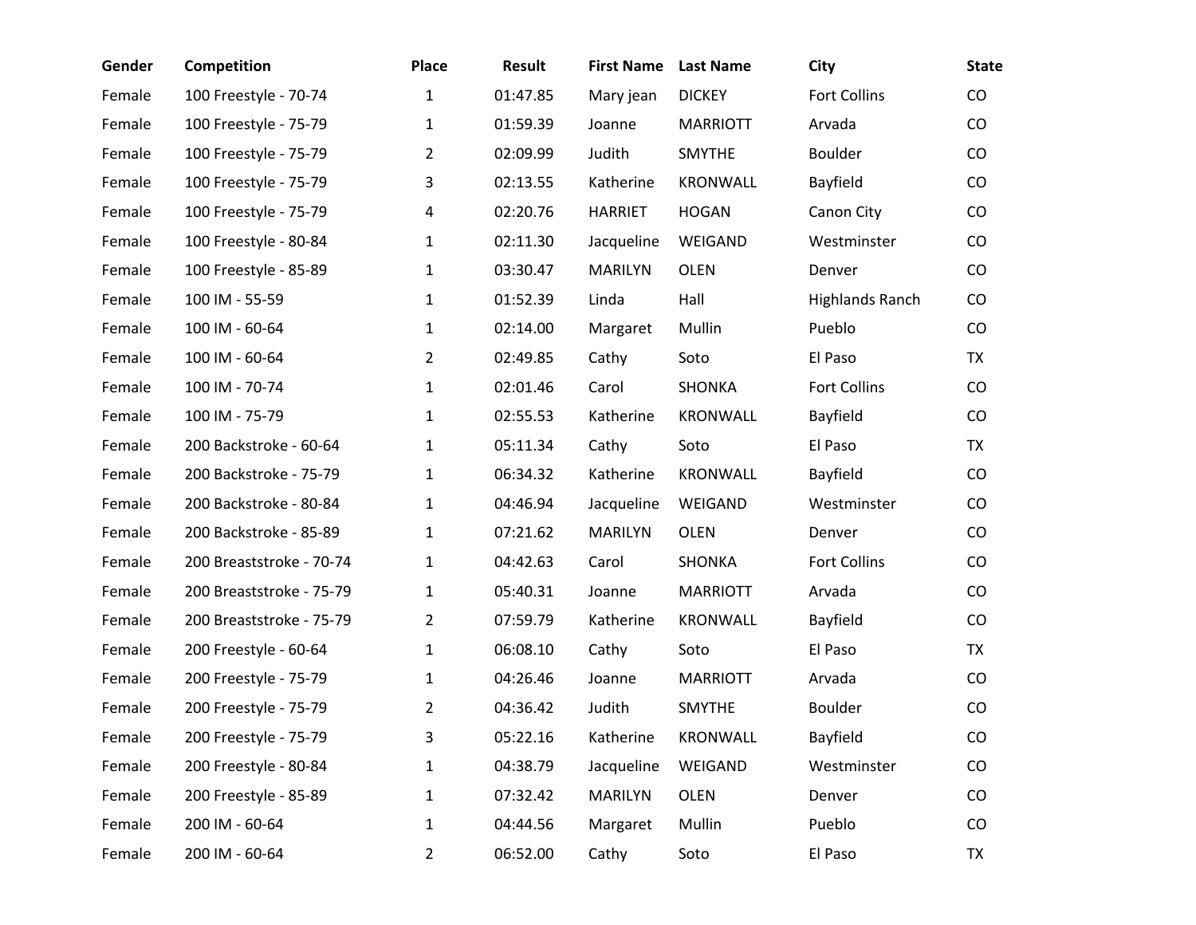| Gender | Competition | Place | Result | First Name | Last Name | City | State |
|---|---|---|---|---|---|---|---|
| Female | 100 Freestyle - 70-74 | 1 | 01:47.85 | Mary jean | DICKEY | Fort Collins | CO |
| Female | 100 Freestyle - 75-79 | 1 | 01:59.39 | Joanne | MARRIOTT | Arvada | CO |
| Female | 100 Freestyle - 75-79 | 2 | 02:09.99 | Judith | SMYTHE | Boulder | CO |
| Female | 100 Freestyle - 75-79 | 3 | 02:13.55 | Katherine | KRONWALL | Bayfield | CO |
| Female | 100 Freestyle - 75-79 | 4 | 02:20.76 | HARRIET | HOGAN | Canon City | CO |
| Female | 100 Freestyle - 80-84 | 1 | 02:11.30 | Jacqueline | WEIGAND | Westminster | CO |
| Female | 100 Freestyle - 85-89 | 1 | 03:30.47 | MARILYN | OLEN | Denver | CO |
| Female | 100 IM - 55-59 | 1 | 01:52.39 | Linda | Hall | Highlands Ranch | CO |
| Female | 100 IM - 60-64 | 1 | 02:14.00 | Margaret | Mullin | Pueblo | CO |
| Female | 100 IM - 60-64 | 2 | 02:49.85 | Cathy | Soto | El Paso | TX |
| Female | 100 IM - 70-74 | 1 | 02:01.46 | Carol | SHONKA | Fort Collins | CO |
| Female | 100 IM - 75-79 | 1 | 02:55.53 | Katherine | KRONWALL | Bayfield | CO |
| Female | 200 Backstroke - 60-64 | 1 | 05:11.34 | Cathy | Soto | El Paso | TX |
| Female | 200 Backstroke - 75-79 | 1 | 06:34.32 | Katherine | KRONWALL | Bayfield | CO |
| Female | 200 Backstroke - 80-84 | 1 | 04:46.94 | Jacqueline | WEIGAND | Westminster | CO |
| Female | 200 Backstroke - 85-89 | 1 | 07:21.62 | MARILYN | OLEN | Denver | CO |
| Female | 200 Breaststroke - 70-74 | 1 | 04:42.63 | Carol | SHONKA | Fort Collins | CO |
| Female | 200 Breaststroke - 75-79 | 1 | 05:40.31 | Joanne | MARRIOTT | Arvada | CO |
| Female | 200 Breaststroke - 75-79 | 2 | 07:59.79 | Katherine | KRONWALL | Bayfield | CO |
| Female | 200 Freestyle - 60-64 | 1 | 06:08.10 | Cathy | Soto | El Paso | TX |
| Female | 200 Freestyle - 75-79 | 1 | 04:26.46 | Joanne | MARRIOTT | Arvada | CO |
| Female | 200 Freestyle - 75-79 | 2 | 04:36.42 | Judith | SMYTHE | Boulder | CO |
| Female | 200 Freestyle - 75-79 | 3 | 05:22.16 | Katherine | KRONWALL | Bayfield | CO |
| Female | 200 Freestyle - 80-84 | 1 | 04:38.79 | Jacqueline | WEIGAND | Westminster | CO |
| Female | 200 Freestyle - 85-89 | 1 | 07:32.42 | MARILYN | OLEN | Denver | CO |
| Female | 200 IM - 60-64 | 1 | 04:44.56 | Margaret | Mullin | Pueblo | CO |
| Female | 200 IM - 60-64 | 2 | 06:52.00 | Cathy | Soto | El Paso | TX |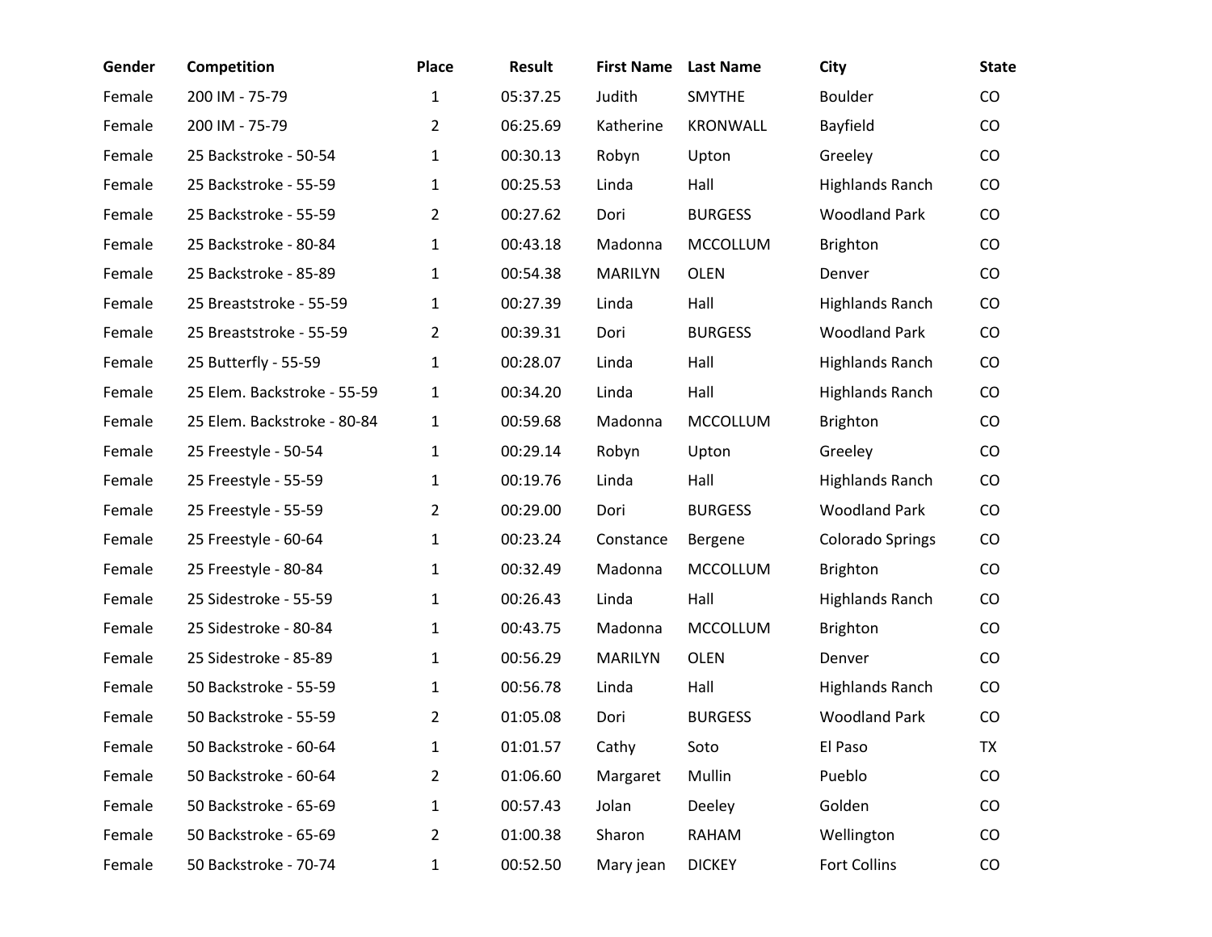| Gender | Competition | Place | Result | First Name | Last Name | City | State |
|---|---|---|---|---|---|---|---|
| Female | 200 IM - 75-79 | 1 | 05:37.25 | Judith | SMYTHE | Boulder | CO |
| Female | 200 IM - 75-79 | 2 | 06:25.69 | Katherine | KRONWALL | Bayfield | CO |
| Female | 25 Backstroke - 50-54 | 1 | 00:30.13 | Robyn | Upton | Greeley | CO |
| Female | 25 Backstroke - 55-59 | 1 | 00:25.53 | Linda | Hall | Highlands Ranch | CO |
| Female | 25 Backstroke - 55-59 | 2 | 00:27.62 | Dori | BURGESS | Woodland Park | CO |
| Female | 25 Backstroke - 80-84 | 1 | 00:43.18 | Madonna | MCCOLLUM | Brighton | CO |
| Female | 25 Backstroke - 85-89 | 1 | 00:54.38 | MARILYN | OLEN | Denver | CO |
| Female | 25 Breaststroke - 55-59 | 1 | 00:27.39 | Linda | Hall | Highlands Ranch | CO |
| Female | 25 Breaststroke - 55-59 | 2 | 00:39.31 | Dori | BURGESS | Woodland Park | CO |
| Female | 25 Butterfly - 55-59 | 1 | 00:28.07 | Linda | Hall | Highlands Ranch | CO |
| Female | 25 Elem. Backstroke - 55-59 | 1 | 00:34.20 | Linda | Hall | Highlands Ranch | CO |
| Female | 25 Elem. Backstroke - 80-84 | 1 | 00:59.68 | Madonna | MCCOLLUM | Brighton | CO |
| Female | 25 Freestyle - 50-54 | 1 | 00:29.14 | Robyn | Upton | Greeley | CO |
| Female | 25 Freestyle - 55-59 | 1 | 00:19.76 | Linda | Hall | Highlands Ranch | CO |
| Female | 25 Freestyle - 55-59 | 2 | 00:29.00 | Dori | BURGESS | Woodland Park | CO |
| Female | 25 Freestyle - 60-64 | 1 | 00:23.24 | Constance | Bergene | Colorado Springs | CO |
| Female | 25 Freestyle - 80-84 | 1 | 00:32.49 | Madonna | MCCOLLUM | Brighton | CO |
| Female | 25 Sidestroke - 55-59 | 1 | 00:26.43 | Linda | Hall | Highlands Ranch | CO |
| Female | 25 Sidestroke - 80-84 | 1 | 00:43.75 | Madonna | MCCOLLUM | Brighton | CO |
| Female | 25 Sidestroke - 85-89 | 1 | 00:56.29 | MARILYN | OLEN | Denver | CO |
| Female | 50 Backstroke - 55-59 | 1 | 00:56.78 | Linda | Hall | Highlands Ranch | CO |
| Female | 50 Backstroke - 55-59 | 2 | 01:05.08 | Dori | BURGESS | Woodland Park | CO |
| Female | 50 Backstroke - 60-64 | 1 | 01:01.57 | Cathy | Soto | El Paso | TX |
| Female | 50 Backstroke - 60-64 | 2 | 01:06.60 | Margaret | Mullin | Pueblo | CO |
| Female | 50 Backstroke - 65-69 | 1 | 00:57.43 | Jolan | Deeley | Golden | CO |
| Female | 50 Backstroke - 65-69 | 2 | 01:00.38 | Sharon | RAHAM | Wellington | CO |
| Female | 50 Backstroke - 70-74 | 1 | 00:52.50 | Mary jean | DICKEY | Fort Collins | CO |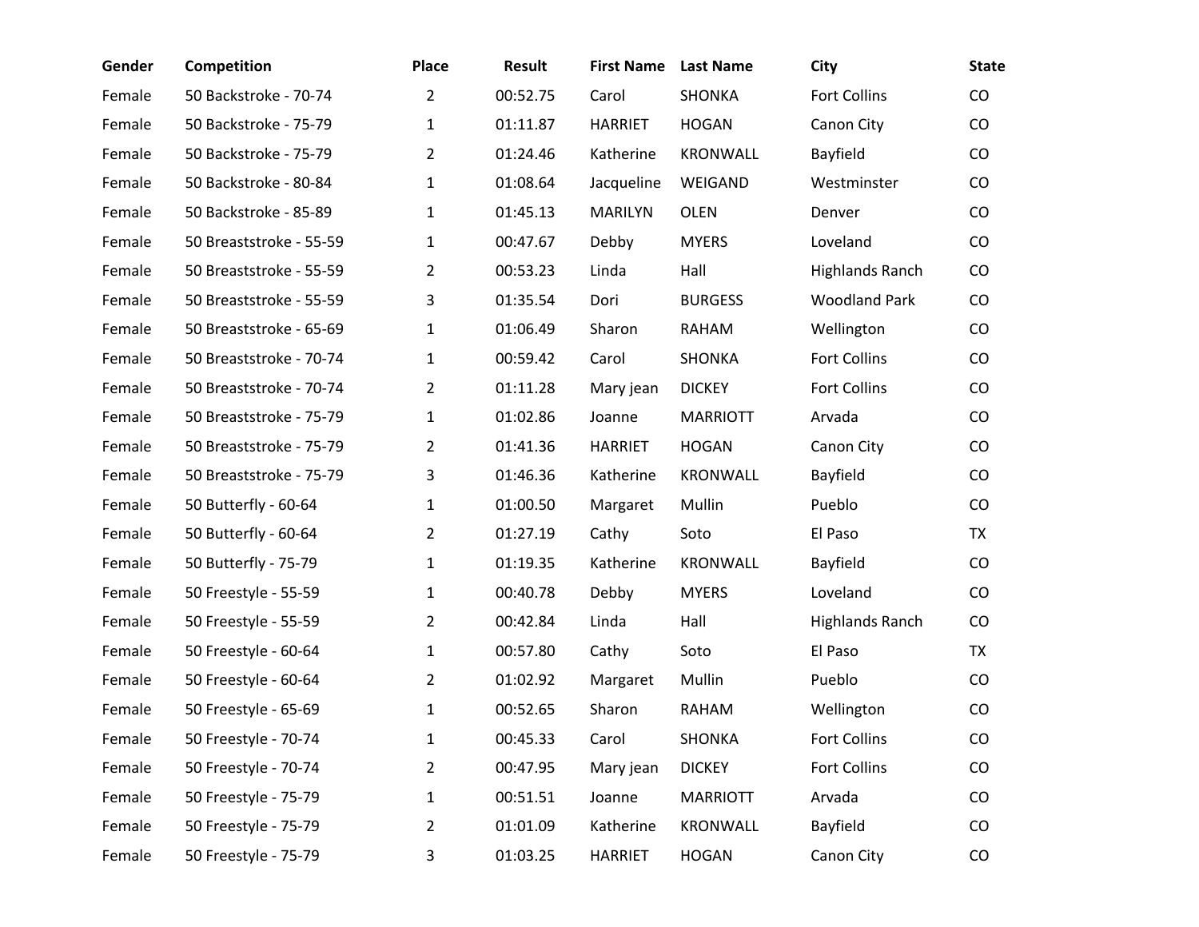| Gender | Competition | Place | Result | First Name | Last Name | City | State |
|---|---|---|---|---|---|---|---|
| Female | 50 Backstroke - 70-74 | 2 | 00:52.75 | Carol | SHONKA | Fort Collins | CO |
| Female | 50 Backstroke - 75-79 | 1 | 01:11.87 | HARRIET | HOGAN | Canon City | CO |
| Female | 50 Backstroke - 75-79 | 2 | 01:24.46 | Katherine | KRONWALL | Bayfield | CO |
| Female | 50 Backstroke - 80-84 | 1 | 01:08.64 | Jacqueline | WEIGAND | Westminster | CO |
| Female | 50 Backstroke - 85-89 | 1 | 01:45.13 | MARILYN | OLEN | Denver | CO |
| Female | 50 Breaststroke - 55-59 | 1 | 00:47.67 | Debby | MYERS | Loveland | CO |
| Female | 50 Breaststroke - 55-59 | 2 | 00:53.23 | Linda | Hall | Highlands Ranch | CO |
| Female | 50 Breaststroke - 55-59 | 3 | 01:35.54 | Dori | BURGESS | Woodland Park | CO |
| Female | 50 Breaststroke - 65-69 | 1 | 01:06.49 | Sharon | RAHAM | Wellington | CO |
| Female | 50 Breaststroke - 70-74 | 1 | 00:59.42 | Carol | SHONKA | Fort Collins | CO |
| Female | 50 Breaststroke - 70-74 | 2 | 01:11.28 | Mary jean | DICKEY | Fort Collins | CO |
| Female | 50 Breaststroke - 75-79 | 1 | 01:02.86 | Joanne | MARRIOTT | Arvada | CO |
| Female | 50 Breaststroke - 75-79 | 2 | 01:41.36 | HARRIET | HOGAN | Canon City | CO |
| Female | 50 Breaststroke - 75-79 | 3 | 01:46.36 | Katherine | KRONWALL | Bayfield | CO |
| Female | 50 Butterfly - 60-64 | 1 | 01:00.50 | Margaret | Mullin | Pueblo | CO |
| Female | 50 Butterfly - 60-64 | 2 | 01:27.19 | Cathy | Soto | El Paso | TX |
| Female | 50 Butterfly - 75-79 | 1 | 01:19.35 | Katherine | KRONWALL | Bayfield | CO |
| Female | 50 Freestyle - 55-59 | 1 | 00:40.78 | Debby | MYERS | Loveland | CO |
| Female | 50 Freestyle - 55-59 | 2 | 00:42.84 | Linda | Hall | Highlands Ranch | CO |
| Female | 50 Freestyle - 60-64 | 1 | 00:57.80 | Cathy | Soto | El Paso | TX |
| Female | 50 Freestyle - 60-64 | 2 | 01:02.92 | Margaret | Mullin | Pueblo | CO |
| Female | 50 Freestyle - 65-69 | 1 | 00:52.65 | Sharon | RAHAM | Wellington | CO |
| Female | 50 Freestyle - 70-74 | 1 | 00:45.33 | Carol | SHONKA | Fort Collins | CO |
| Female | 50 Freestyle - 70-74 | 2 | 00:47.95 | Mary jean | DICKEY | Fort Collins | CO |
| Female | 50 Freestyle - 75-79 | 1 | 00:51.51 | Joanne | MARRIOTT | Arvada | CO |
| Female | 50 Freestyle - 75-79 | 2 | 01:01.09 | Katherine | KRONWALL | Bayfield | CO |
| Female | 50 Freestyle - 75-79 | 3 | 01:03.25 | HARRIET | HOGAN | Canon City | CO |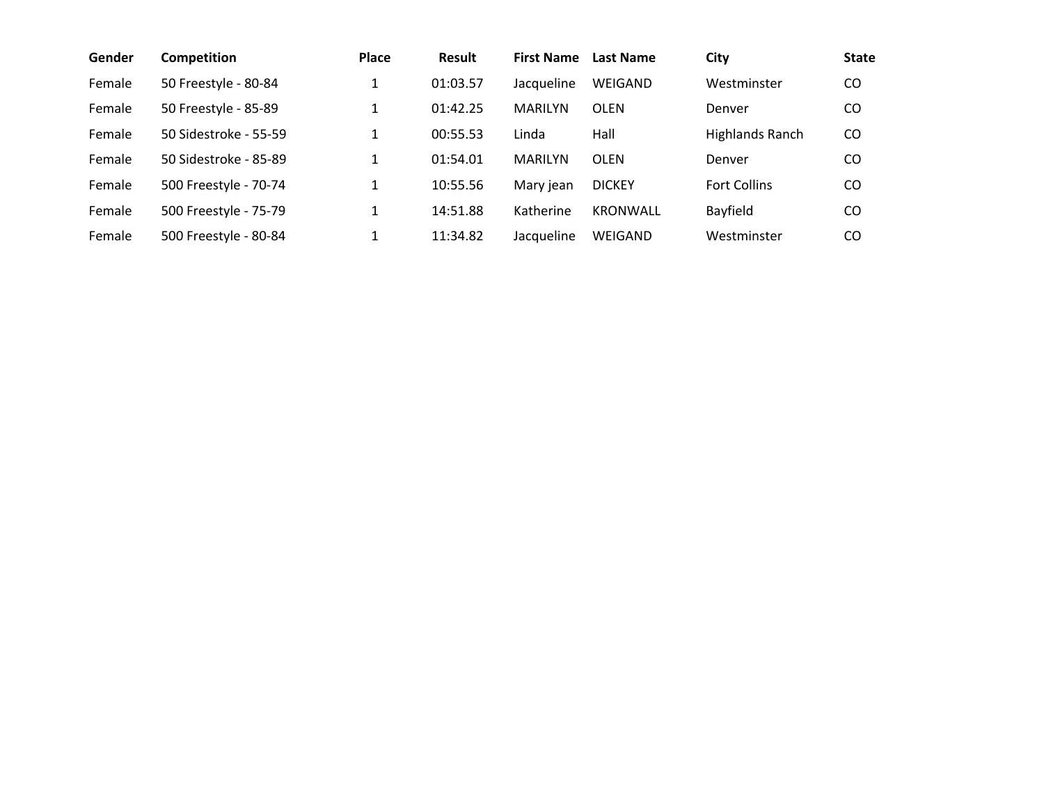| Gender | Competition | Place | Result | First Name | Last Name | City | State |
|---|---|---|---|---|---|---|---|
| Female | 50 Freestyle - 80-84 | 1 | 01:03.57 | Jacqueline | WEIGAND | Westminster | CO |
| Female | 50 Freestyle - 85-89 | 1 | 01:42.25 | MARILYN | OLEN | Denver | CO |
| Female | 50 Sidestroke - 55-59 | 1 | 00:55.53 | Linda | Hall | Highlands Ranch | CO |
| Female | 50 Sidestroke - 85-89 | 1 | 01:54.01 | MARILYN | OLEN | Denver | CO |
| Female | 500 Freestyle - 70-74 | 1 | 10:55.56 | Mary jean | DICKEY | Fort Collins | CO |
| Female | 500 Freestyle - 75-79 | 1 | 14:51.88 | Katherine | KRONWALL | Bayfield | CO |
| Female | 500 Freestyle - 80-84 | 1 | 11:34.82 | Jacqueline | WEIGAND | Westminster | CO |